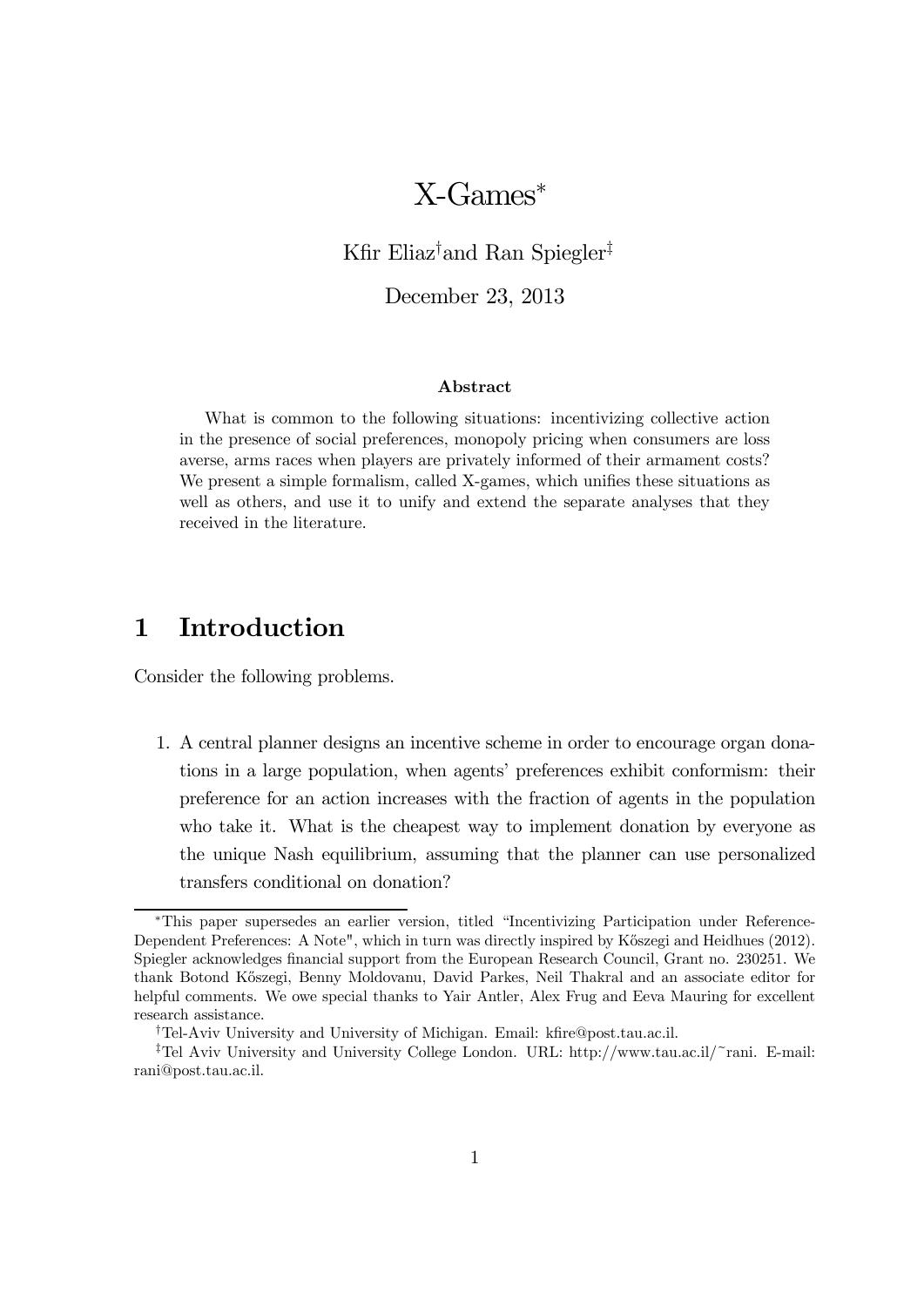// X-Games[*]

Kfir Eliaz[†] and Ran Spiegler[‡]

December 23, 2013

### Abstract

What is common to the following situations: incentivizing collective action in the presence of social preferences, monopoly pricing when consumers are loss averse, arms races when players are privately informed of their armament costs? We present a simple formalism, called X-games, which unifies these situations as well as others, and use it to unify and extend the separate analyses that they received in the literature.

## 1 Introduction

Consider the following problems.

1. A central planner designs an incentive scheme in order to encourage organ donations in a large population, when agents' preferences exhibit conformism: their preference for an action increases with the fraction of agents in the population who take it. What is the cheapest way to implement donation by everyone as the unique Nash equilibrium, assuming that the planner can use personalized transfers conditional on donation?

---

[*] This paper supersedes an earlier version, titled "Incentivizing Participation under Reference-Dependent Preferences: A Note", which in turn was directly inspired by Kőszegi and Heidhues (2012). Spiegler acknowledges financial support from the European Research Council, Grant no. 230251. We thank Botond Kőszegi, Benny Moldovanu, David Parkes, Neil Thakral and an associate editor for helpful comments. We owe special thanks to Yair Antler, Alex Frug and Eeva Mauring for excellent research assistance.

[†] Tel-Aviv University and University of Michigan. Email: kfire@post.tau.ac.il.

[‡] Tel Aviv University and University College London. URL: http://www.tau.ac.il/~rani. E-mail: rani@post.tau.ac.il.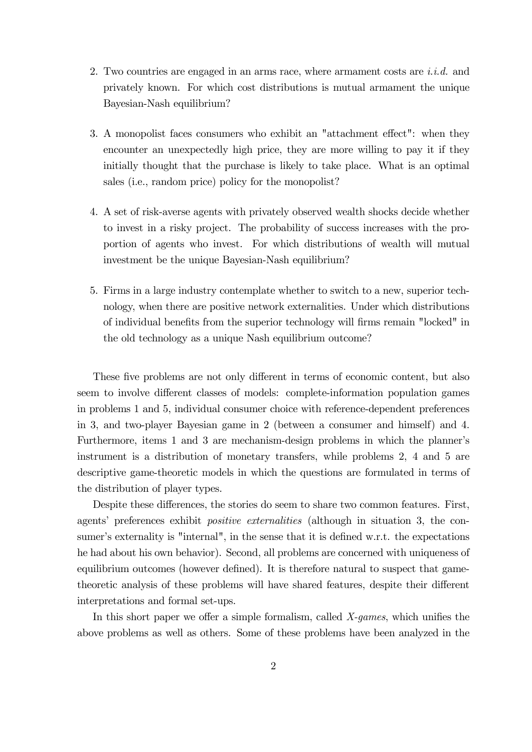2. Two countries are engaged in an arms race, where armament costs are *i.i.d.* and privately known. For which cost distributions is mutual armament the unique Bayesian-Nash equilibrium?

3. A monopolist faces consumers who exhibit an "attachment effect": when they encounter an unexpectedly high price, they are more willing to pay it if they initially thought that the purchase is likely to take place. What is an optimal sales (i.e., random price) policy for the monopolist?

4. A set of risk-averse agents with privately observed wealth shocks decide whether to invest in a risky project. The probability of success increases with the proportion of agents who invest. For which distributions of wealth will mutual investment be the unique Bayesian-Nash equilibrium?

5. Firms in a large industry contemplate whether to switch to a new, superior technology, when there are positive network externalities. Under which distributions of individual benefits from the superior technology will firms remain "locked" in the old technology as a unique Nash equilibrium outcome?

These five problems are not only different in terms of economic content, but also seem to involve different classes of models: complete-information population games in problems 1 and 5, individual consumer choice with reference-dependent preferences in 3, and two-player Bayesian game in 2 (between a consumer and himself) and 4. Furthermore, items 1 and 3 are mechanism-design problems in which the planner's instrument is a distribution of monetary transfers, while problems 2, 4 and 5 are descriptive game-theoretic models in which the questions are formulated in terms of the distribution of player types.

Despite these differences, the stories do seem to share two common features. First, agents' preferences exhibit *positive externalities* (although in situation 3, the consumer's externality is "internal", in the sense that it is defined w.r.t. the expectations he had about his own behavior). Second, all problems are concerned with uniqueness of equilibrium outcomes (however defined). It is therefore natural to suspect that game-theoretic analysis of these problems will have shared features, despite their different interpretations and formal set-ups.

In this short paper we offer a simple formalism, called *X-games*, which unifies the above problems as well as others. Some of these problems have been analyzed in the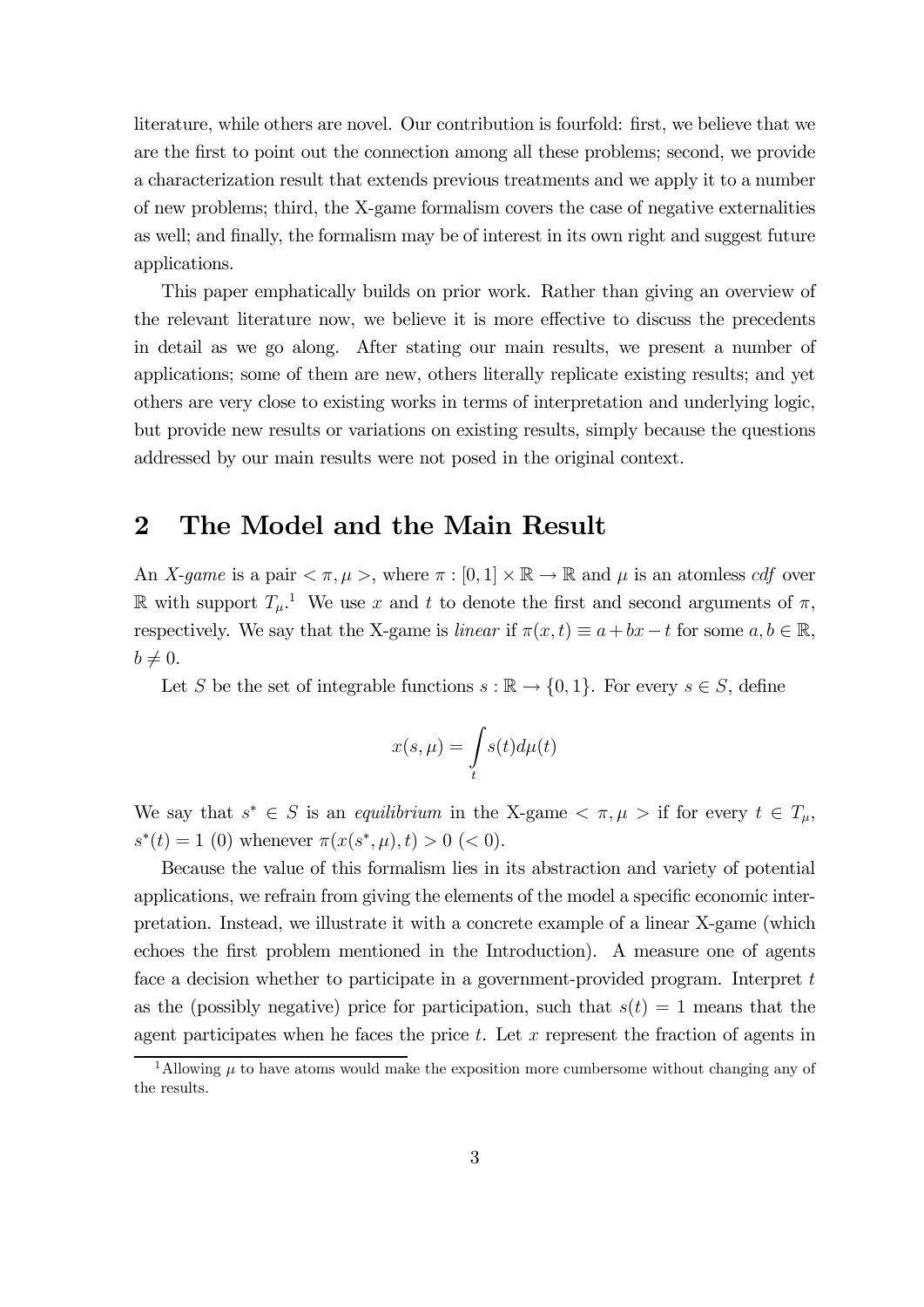literature, while others are novel. Our contribution is fourfold: first, we believe that we are the first to point out the connection among all these problems; second, we provide a characterization result that extends previous treatments and we apply it to a number of new problems; third, the X-game formalism covers the case of negative externalities as well; and finally, the formalism may be of interest in its own right and suggest future applications.

This paper emphatically builds on prior work. Rather than giving an overview of the relevant literature now, we believe it is more effective to discuss the precedents in detail as we go along. After stating our main results, we present a number of applications; some of them are new, others literally replicate existing results; and yet others are very close to existing works in terms of interpretation and underlying logic, but provide new results or variations on existing results, simply because the questions addressed by our main results were not posed in the original context.

## 2 The Model and the Main Result

An *X-game* is a pair $<\pi, \mu>$, where $\pi : [0,1] \times \mathbb{R} \rightarrow \mathbb{R}$ and $\mu$ is an atomless *cdf* over $\mathbb{R}$ with support $T_\mu$.[1] We use $x$ and $t$ to denote the first and second arguments of $\pi$, respectively. We say that the X-game is *linear* if $\pi(x,t) \equiv a + bx - t$ for some $a, b \in \mathbb{R}$, $b \neq 0$.

Let $S$ be the set of integrable functions $s : \mathbb{R} \rightarrow \{0,1\}$. For every $s \in S$, define

$$x(s, \mu) = \int_t s(t) d\mu(t)$$

We say that $s^* \in S$ is an *equilibrium* in the X-game $<\pi, \mu>$ if for every $t \in T_\mu$, $s^*(t) = 1$ (0) whenever $\pi(x(s^*, \mu), t) > 0$ ($< 0$).

Because the value of this formalism lies in its abstraction and variety of potential applications, we refrain from giving the elements of the model a specific economic interpretation. Instead, we illustrate it with a concrete example of a linear X-game (which echoes the first problem mentioned in the Introduction). A measure one of agents face a decision whether to participate in a government-provided program. Interpret $t$ as the (possibly negative) price for participation, such that $s(t) = 1$ means that the agent participates when he faces the price $t$. Let $x$ represent the fraction of agents in

[1] Allowing $\mu$ to have atoms would make the exposition more cumbersome without changing any of the results.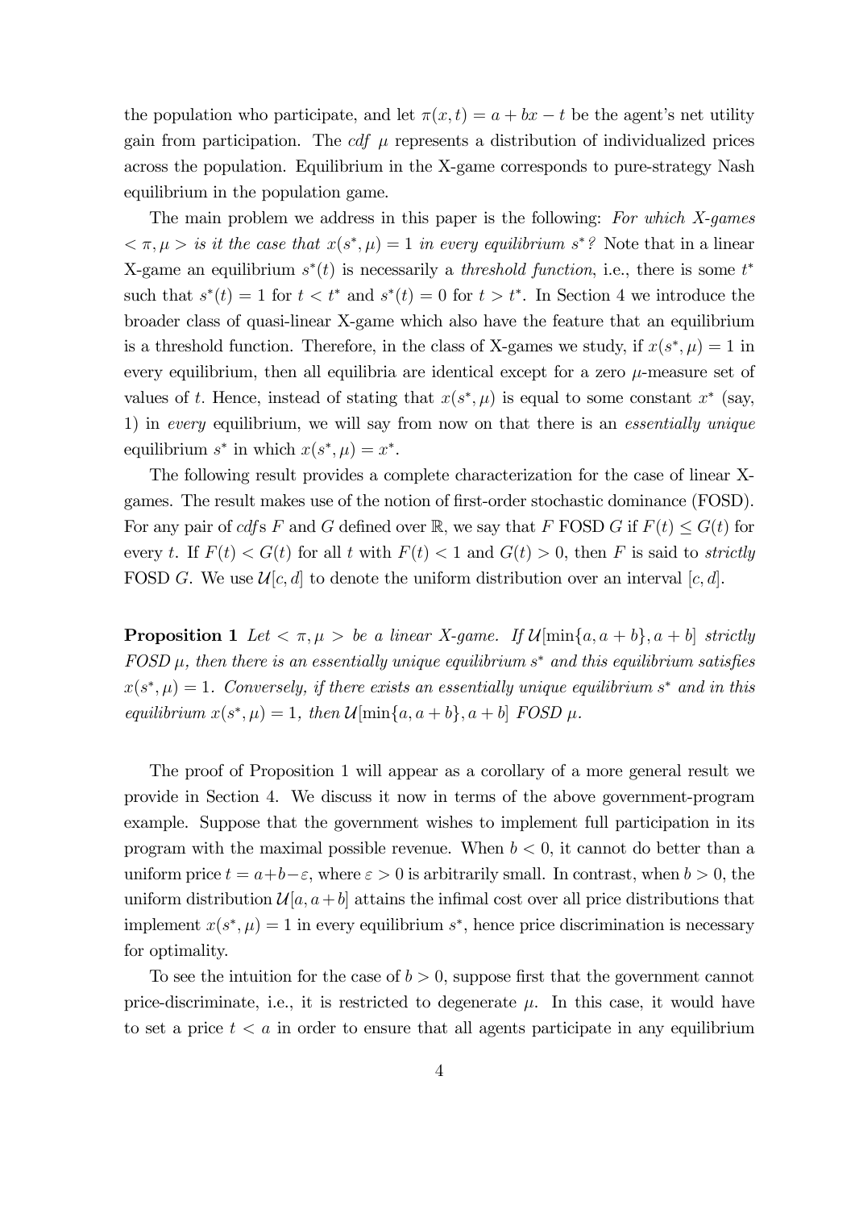the population who participate, and let $\pi(x,t) = a + bx - t$ be the agent's net utility gain from participation. The *cdf* $\mu$ represents a distribution of individualized prices across the population. Equilibrium in the X-game corresponds to pure-strategy Nash equilibrium in the population game.

The main problem we address in this paper is the following: *For which X-games* $< \pi, \mu >$ *is it the case that* $x(s^*, \mu) = 1$ *in every equilibrium* $s^*$*?* Note that in a linear X-game an equilibrium $s^*(t)$ is necessarily a *threshold function*, i.e., there is some $t^*$ such that $s^*(t) = 1$ for $t < t^*$ and $s^*(t) = 0$ for $t > t^*$. In Section 4 we introduce the broader class of quasi-linear X-game which also have the feature that an equilibrium is a threshold function. Therefore, in the class of X-games we study, if $x(s^*, \mu) = 1$ in every equilibrium, then all equilibria are identical except for a zero $\mu$-measure set of values of $t$. Hence, instead of stating that $x(s^*, \mu)$ is equal to some constant $x^*$ (say, 1) in *every* equilibrium, we will say from now on that there is an *essentially unique* equilibrium $s^*$ in which $x(s^*, \mu) = x^*$.

The following result provides a complete characterization for the case of linear X-games. The result makes use of the notion of first-order stochastic dominance (FOSD). For any pair of *cdf*s $F$ and $G$ defined over $\mathbb{R}$, we say that $F$ FOSD $G$ if $F(t) \leq G(t)$ for every $t$. If $F(t) < G(t)$ for all $t$ with $F(t) < 1$ and $G(t) > 0$, then $F$ is said to *strictly* FOSD $G$. We use $\mathcal{U}[c, d]$ to denote the uniform distribution over an interval $[c, d]$.

**Proposition 1** *Let* $< \pi, \mu >$ *be a linear X-game. If* $\mathcal{U}[\min\{a, a+b\}, a+b]$ *strictly FOSD* $\mu$*, then there is an essentially unique equilibrium* $s^*$ *and this equilibrium satisfies* $x(s^*, \mu) = 1$*. Conversely, if there exists an essentially unique equilibrium* $s^*$ *and in this equilibrium* $x(s^*, \mu) = 1$*, then* $\mathcal{U}[\min\{a, a+b\}, a+b]$ *FOSD* $\mu$*.*

The proof of Proposition 1 will appear as a corollary of a more general result we provide in Section 4. We discuss it now in terms of the above government-program example. Suppose that the government wishes to implement full participation in its program with the maximal possible revenue. When $b < 0$, it cannot do better than a uniform price $t = a + b - \varepsilon$, where $\varepsilon > 0$ is arbitrarily small. In contrast, when $b > 0$, the uniform distribution $\mathcal{U}[a, a+b]$ attains the infimal cost over all price distributions that implement $x(s^*, \mu) = 1$ in every equilibrium $s^*$, hence price discrimination is necessary for optimality.

To see the intuition for the case of $b > 0$, suppose first that the government cannot price-discriminate, i.e., it is restricted to degenerate $\mu$. In this case, it would have to set a price $t < a$ in order to ensure that all agents participate in any equilibrium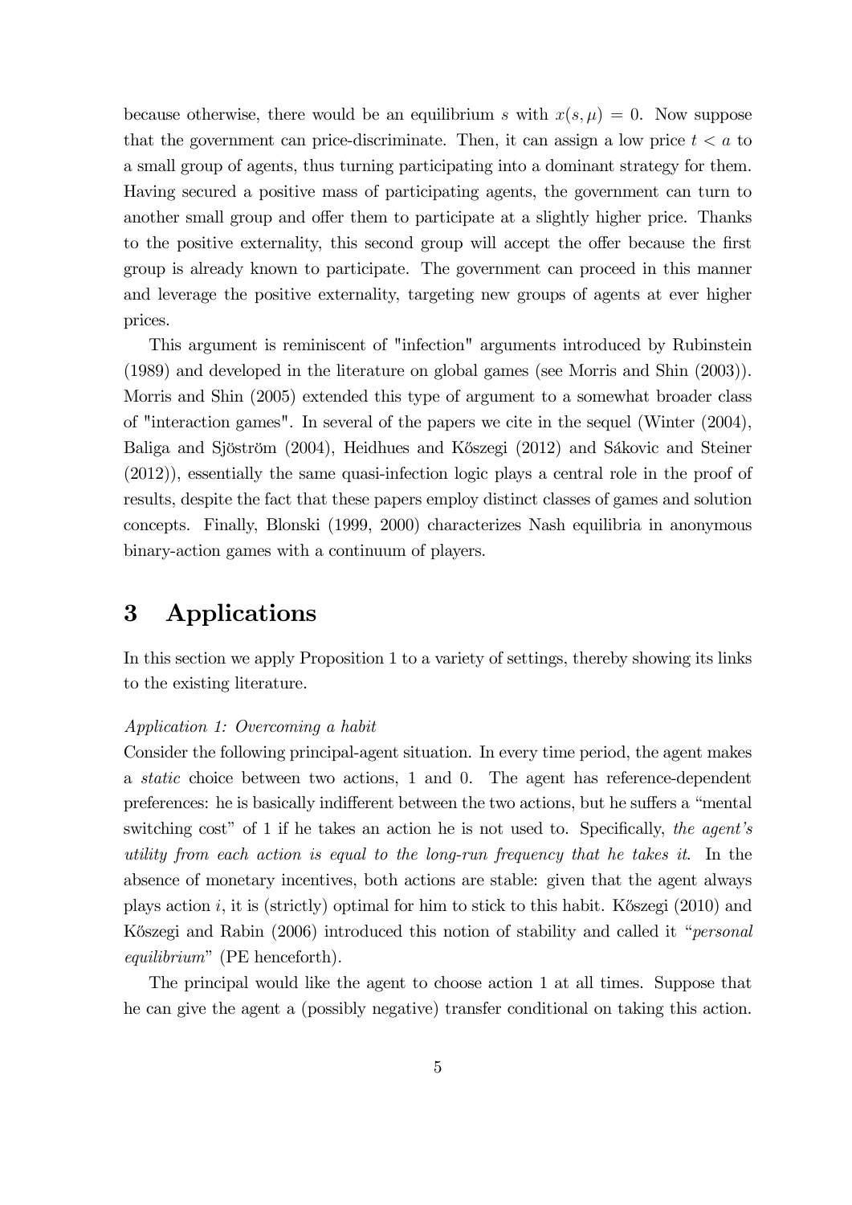because otherwise, there would be an equilibrium $s$ with $x(s, \mu) = 0$. Now suppose that the government can price-discriminate. Then, it can assign a low price $t < a$ to a small group of agents, thus turning participating into a dominant strategy for them. Having secured a positive mass of participating agents, the government can turn to another small group and offer them to participate at a slightly higher price. Thanks to the positive externality, this second group will accept the offer because the first group is already known to participate. The government can proceed in this manner and leverage the positive externality, targeting new groups of agents at ever higher prices.

This argument is reminiscent of "infection" arguments introduced by Rubinstein (1989) and developed in the literature on global games (see Morris and Shin (2003)). Morris and Shin (2005) extended this type of argument to a somewhat broader class of "interaction games". In several of the papers we cite in the sequel (Winter (2004), Baliga and Sjöström (2004), Heidhues and Kőszegi (2012) and Sákovic and Steiner (2012)), essentially the same quasi-infection logic plays a central role in the proof of results, despite the fact that these papers employ distinct classes of games and solution concepts. Finally, Blonski (1999, 2000) characterizes Nash equilibria in anonymous binary-action games with a continuum of players.

# 3 Applications

In this section we apply Proposition 1 to a variety of settings, thereby showing its links to the existing literature.

*Application 1: Overcoming a habit*

Consider the following principal-agent situation. In every time period, the agent makes a *static* choice between two actions, 1 and 0. The agent has reference-dependent preferences: he is basically indifferent between the two actions, but he suffers a "mental switching cost" of 1 if he takes an action he is not used to. Specifically, *the agent's utility from each action is equal to the long-run frequency that he takes it*. In the absence of monetary incentives, both actions are stable: given that the agent always plays action $i$, it is (strictly) optimal for him to stick to this habit. Kőszegi (2010) and Kőszegi and Rabin (2006) introduced this notion of stability and called it "*personal equilibrium*" (PE henceforth).

The principal would like the agent to choose action 1 at all times. Suppose that he can give the agent a (possibly negative) transfer conditional on taking this action.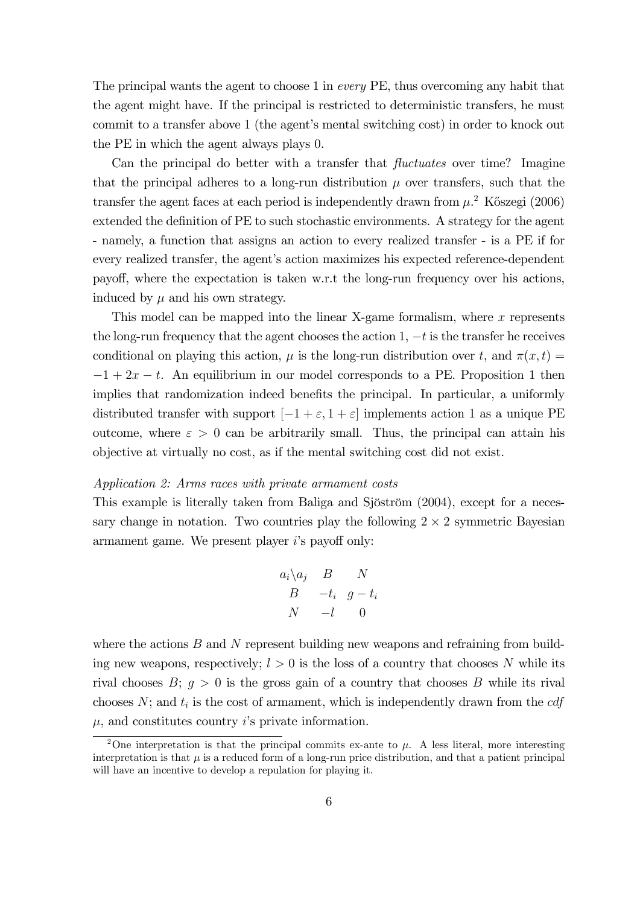The principal wants the agent to choose 1 in *every* PE, thus overcoming any habit that the agent might have. If the principal is restricted to deterministic transfers, he must commit to a transfer above 1 (the agent's mental switching cost) in order to knock out the PE in which the agent always plays 0.

Can the principal do better with a transfer that *fluctuates* over time? Imagine that the principal adheres to a long-run distribution $\mu$ over transfers, such that the transfer the agent faces at each period is independently drawn from $\mu$.[2] Kőszegi (2006) extended the definition of PE to such stochastic environments. A strategy for the agent - namely, a function that assigns an action to every realized transfer - is a PE if for every realized transfer, the agent's action maximizes his expected reference-dependent payoff, where the expectation is taken w.r.t the long-run frequency over his actions, induced by $\mu$ and his own strategy.

This model can be mapped into the linear X-game formalism, where $x$ represents the long-run frequency that the agent chooses the action 1, $-t$ is the transfer he receives conditional on playing this action, $\mu$ is the long-run distribution over $t$, and $\pi(x,t) = -1 + 2x - t$. An equilibrium in our model corresponds to a PE. Proposition 1 then implies that randomization indeed benefits the principal. In particular, a uniformly distributed transfer with support $[-1+\varepsilon, 1+\varepsilon]$ implements action 1 as a unique PE outcome, where $\varepsilon > 0$ can be arbitrarily small. Thus, the principal can attain his objective at virtually no cost, as if the mental switching cost did not exist.

*Application 2: Arms races with private armament costs*

This example is literally taken from Baliga and Sjöström (2004), except for a necessary change in notation. Two countries play the following $2 \times 2$ symmetric Bayesian armament game. We present player $i$'s payoff only:

| $a_i \backslash a_j$ | $B$ | $N$ |
|---|---|---|
| $B$ | $-t_i$ | $g - t_i$ |
| $N$ | $-l$ | $0$ |

where the actions $B$ and $N$ represent building new weapons and refraining from building new weapons, respectively; $l > 0$ is the loss of a country that chooses $N$ while its rival chooses $B$; $g > 0$ is the gross gain of a country that chooses $B$ while its rival chooses $N$; and $t_i$ is the cost of armament, which is independently drawn from the *cdf* $\mu$, and constitutes country $i$'s private information.

[2] One interpretation is that the principal commits ex-ante to $\mu$. A less literal, more interesting interpretation is that $\mu$ is a reduced form of a long-run price distribution, and that a patient principal will have an incentive to develop a repulation for playing it.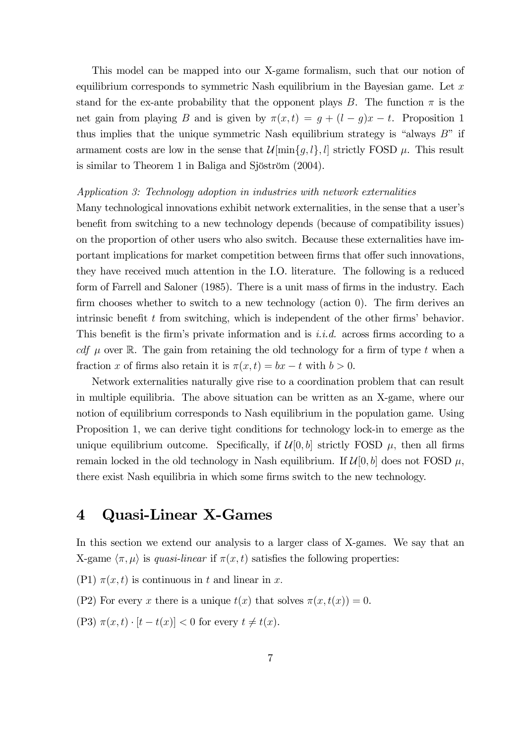This model can be mapped into our X-game formalism, such that our notion of equilibrium corresponds to symmetric Nash equilibrium in the Bayesian game. Let $x$ stand for the ex-ante probability that the opponent plays $B$. The function $\pi$ is the net gain from playing $B$ and is given by $\pi(x,t) = g + (l-g)x - t$. Proposition 1 thus implies that the unique symmetric Nash equilibrium strategy is "always $B$" if armament costs are low in the sense that $\mathcal{U}[\min\{g,l\},l]$ strictly FOSD $\mu$. This result is similar to Theorem 1 in Baliga and Sjöström (2004).

*Application 3: Technology adoption in industries with network externalities*

Many technological innovations exhibit network externalities, in the sense that a user's benefit from switching to a new technology depends (because of compatibility issues) on the proportion of other users who also switch. Because these externalities have important implications for market competition between firms that offer such innovations, they have received much attention in the I.O. literature. The following is a reduced form of Farrell and Saloner (1985). There is a unit mass of firms in the industry. Each firm chooses whether to switch to a new technology (action 0). The firm derives an intrinsic benefit $t$ from switching, which is independent of the other firms' behavior. This benefit is the firm's private information and is *i.i.d.* across firms according to a *cdf* $\mu$ over $\mathbb{R}$. The gain from retaining the old technology for a firm of type $t$ when a fraction $x$ of firms also retain it is $\pi(x,t) = bx - t$ with $b > 0$.

Network externalities naturally give rise to a coordination problem that can result in multiple equilibria. The above situation can be written as an X-game, where our notion of equilibrium corresponds to Nash equilibrium in the population game. Using Proposition 1, we can derive tight conditions for technology lock-in to emerge as the unique equilibrium outcome. Specifically, if $\mathcal{U}[0,b]$ strictly FOSD $\mu$, then all firms remain locked in the old technology in Nash equilibrium. If $\mathcal{U}[0,b]$ does not FOSD $\mu$, there exist Nash equilibria in which some firms switch to the new technology.

# 4 Quasi-Linear X-Games

In this section we extend our analysis to a larger class of X-games. We say that an X-game $\langle \pi, \mu \rangle$ is *quasi-linear* if $\pi(x,t)$ satisfies the following properties:

(P1) $\pi(x,t)$ is continuous in $t$ and linear in $x$.

(P2) For every $x$ there is a unique $t(x)$ that solves $\pi(x,t(x)) = 0$.

(P3) $\pi(x,t) \cdot [t - t(x)] < 0$ for every $t \neq t(x)$.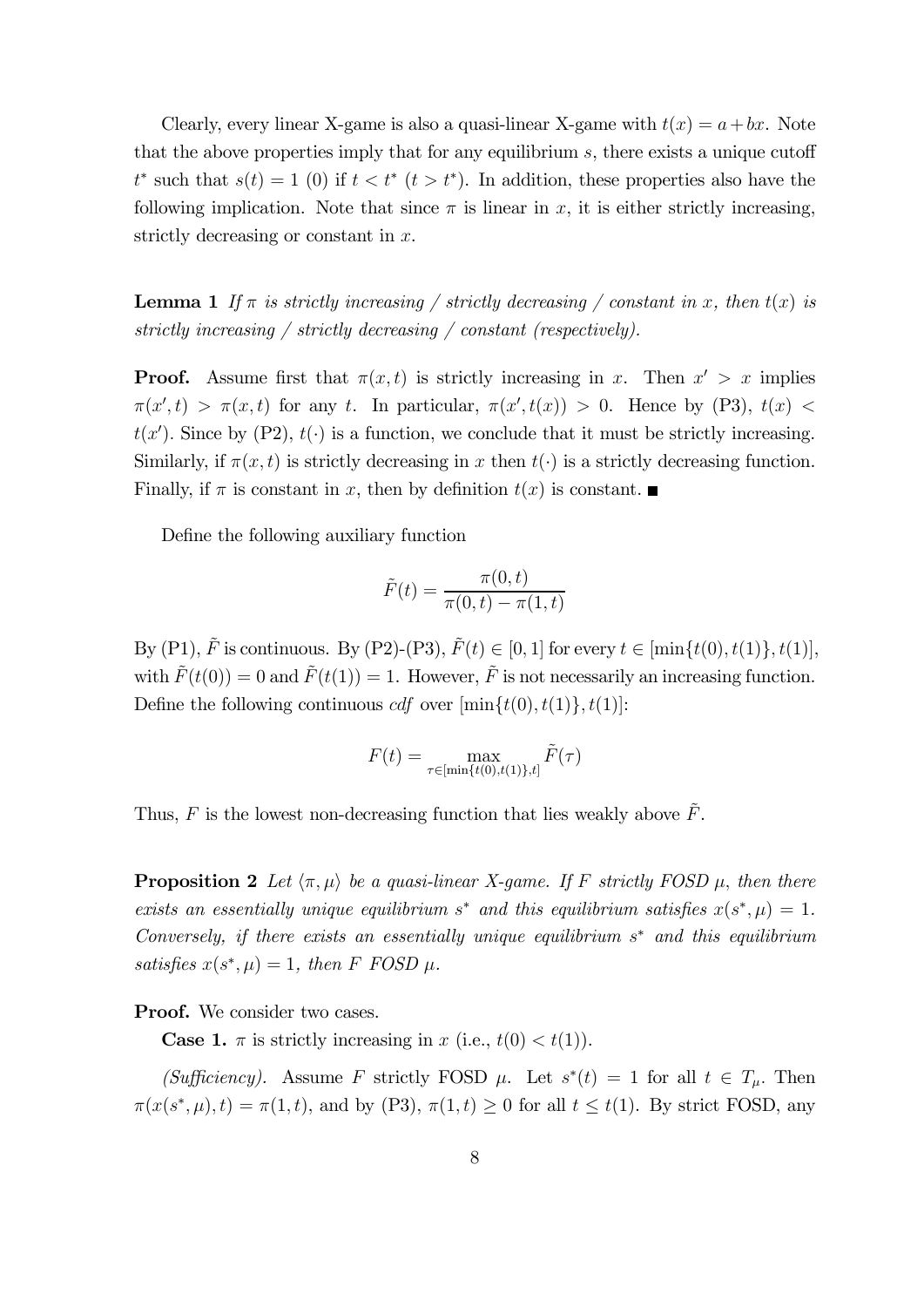Clearly, every linear X-game is also a quasi-linear X-game with $t(x) = a + bx$. Note that the above properties imply that for any equilibrium $s$, there exists a unique cutoff $t^*$ such that $s(t) = 1$ (0) if $t < t^*$ ($t > t^*$). In addition, these properties also have the following implication. Note that since $\pi$ is linear in $x$, it is either strictly increasing, strictly decreasing or constant in $x$.

**Lemma 1** *If $\pi$ is strictly increasing / strictly decreasing / constant in $x$, then $t(x)$ is strictly increasing / strictly decreasing / constant (respectively).*

**Proof.** Assume first that $\pi(x, t)$ is strictly increasing in $x$. Then $x' > x$ implies $\pi(x', t) > \pi(x, t)$ for any $t$. In particular, $\pi(x', t(x)) > 0$. Hence by (P3), $t(x) < t(x')$. Since by (P2), $t(\cdot)$ is a function, we conclude that it must be strictly increasing. Similarly, if $\pi(x, t)$ is strictly decreasing in $x$ then $t(\cdot)$ is a strictly decreasing function. Finally, if $\pi$ is constant in $x$, then by definition $t(x)$ is constant. ∎

Define the following auxiliary function

$$\tilde{F}(t) = \frac{\pi(0, t)}{\pi(0, t) - \pi(1, t)}$$

By (P1), $\tilde{F}$ is continuous. By (P2)-(P3), $\tilde{F}(t) \in [0, 1]$ for every $t \in [\min\{t(0), t(1)\}, t(1)]$, with $\tilde{F}(t(0)) = 0$ and $\tilde{F}(t(1)) = 1$. However, $\tilde{F}$ is not necessarily an increasing function. Define the following continuous *cdf* over $[\min\{t(0), t(1)\}, t(1)]$:

$$F(t) = \max_{\tau \in [\min\{t(0), t(1)\}, t]} \tilde{F}(\tau)$$

Thus, $F$ is the lowest non-decreasing function that lies weakly above $\tilde{F}$.

**Proposition 2** *Let $\langle \pi, \mu \rangle$ be a quasi-linear X-game. If $F$ strictly FOSD $\mu$, then there exists an essentially unique equilibrium $s^*$ and this equilibrium satisfies $x(s^*, \mu) = 1$. Conversely, if there exists an essentially unique equilibrium $s^*$ and this equilibrium satisfies $x(s^*, \mu) = 1$, then $F$ FOSD $\mu$.*

**Proof.** We consider two cases.

**Case 1.** $\pi$ is strictly increasing in $x$ (i.e., $t(0) < t(1)$).

*(Sufficiency).* Assume $F$ strictly FOSD $\mu$. Let $s^*(t) = 1$ for all $t \in T_\mu$. Then $\pi(x(s^*, \mu), t) = \pi(1, t)$, and by (P3), $\pi(1, t) \geq 0$ for all $t \leq t(1)$. By strict FOSD, any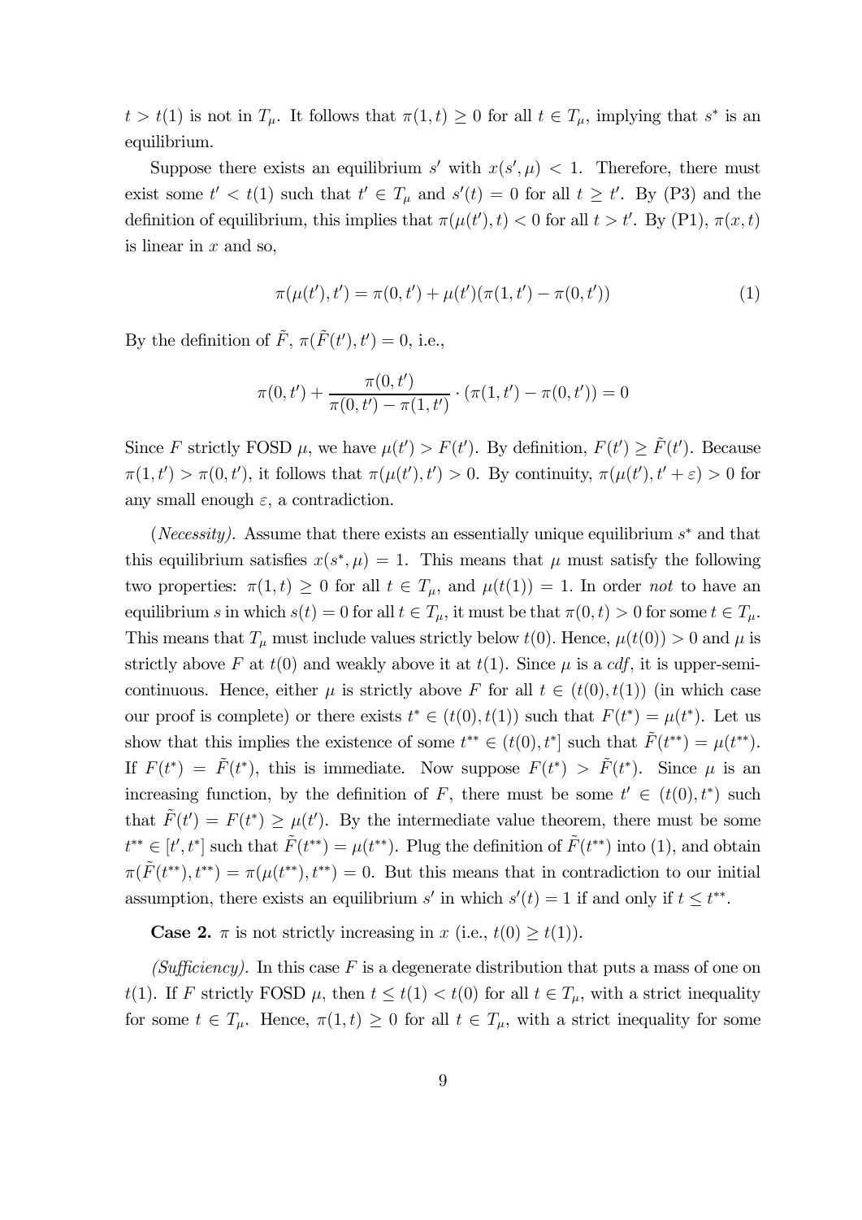$t > t(1)$ is not in $T_\mu$. It follows that $\pi(1,t) \geq 0$ for all $t \in T_\mu$, implying that $s^*$ is an equilibrium.

Suppose there exists an equilibrium $s'$ with $x(s', \mu) < 1$. Therefore, there must exist some $t' < t(1)$ such that $t' \in T_\mu$ and $s'(t) = 0$ for all $t \geq t'$. By (P3) and the definition of equilibrium, this implies that $\pi(\mu(t'), t) < 0$ for all $t > t'$. By (P1), $\pi(x,t)$ is linear in $x$ and so,

$$\pi(\mu(t'), t') = \pi(0, t') + \mu(t')(\pi(1, t') - \pi(0, t')) \tag{1}$$

By the definition of $\tilde{F}$, $\pi(\tilde{F}(t'), t') = 0$, i.e.,

$$\pi(0, t') + \frac{\pi(0, t')}{\pi(0, t') - \pi(1, t')} \cdot (\pi(1, t') - \pi(0, t')) = 0$$

Since $F$ strictly FOSD $\mu$, we have $\mu(t') > F(t')$. By definition, $F(t') \geq \tilde{F}(t')$. Because $\pi(1, t') > \pi(0, t')$, it follows that $\pi(\mu(t'), t') > 0$. By continuity, $\pi(\mu(t'), t' + \varepsilon) > 0$ for any small enough $\varepsilon$, a contradiction.

(*Necessity*). Assume that there exists an essentially unique equilibrium $s^*$ and that this equilibrium satisfies $x(s^*, \mu) = 1$. This means that $\mu$ must satisfy the following two properties: $\pi(1,t) \geq 0$ for all $t \in T_\mu$, and $\mu(t(1)) = 1$. In order *not* to have an equilibrium $s$ in which $s(t) = 0$ for all $t \in T_\mu$, it must be that $\pi(0,t) > 0$ for some $t \in T_\mu$. This means that $T_\mu$ must include values strictly below $t(0)$. Hence, $\mu(t(0)) > 0$ and $\mu$ is strictly above $F$ at $t(0)$ and weakly above it at $t(1)$. Since $\mu$ is a *cdf*, it is upper-semi-continuous. Hence, either $\mu$ is strictly above $F$ for all $t \in (t(0), t(1))$ (in which case our proof is complete) or there exists $t^* \in (t(0), t(1))$ such that $F(t^*) = \mu(t^*)$. Let us show that this implies the existence of some $t^{**} \in (t(0), t^*]$ such that $\tilde{F}(t^{**}) = \mu(t^{**})$. If $F(t^*) = \tilde{F}(t^*)$, this is immediate. Now suppose $F(t^*) > \tilde{F}(t^*)$. Since $\mu$ is an increasing function, by the definition of $F$, there must be some $t' \in (t(0), t^*)$ such that $\tilde{F}(t') = F(t^*) \geq \mu(t')$. By the intermediate value theorem, there must be some $t^{**} \in [t', t^*]$ such that $\tilde{F}(t^{**}) = \mu(t^{**})$. Plug the definition of $\tilde{F}(t^{**})$ into (1), and obtain $\pi(\tilde{F}(t^{**}), t^{**}) = \pi(\mu(t^{**}), t^{**}) = 0$. But this means that in contradiction to our initial assumption, there exists an equilibrium $s'$ in which $s'(t) = 1$ if and only if $t \leq t^{**}$.

**Case 2.** $\pi$ is not strictly increasing in $x$ (i.e., $t(0) \geq t(1)$).

*(Sufficiency).* In this case $F$ is a degenerate distribution that puts a mass of one on $t(1)$. If $F$ strictly FOSD $\mu$, then $t \leq t(1) < t(0)$ for all $t \in T_\mu$, with a strict inequality for some $t \in T_\mu$. Hence, $\pi(1,t) \geq 0$ for all $t \in T_\mu$, with a strict inequality for some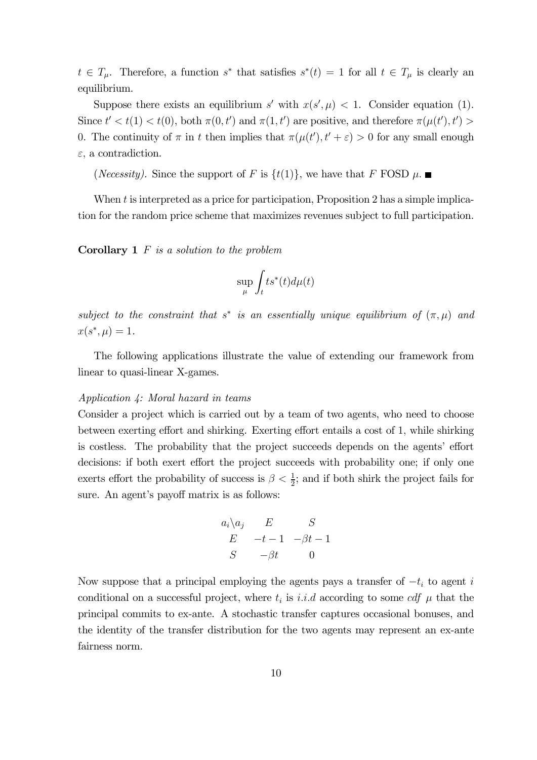$t \in T_\mu$. Therefore, a function $s^*$ that satisfies $s^*(t) = 1$ for all $t \in T_\mu$ is clearly an equilibrium.

Suppose there exists an equilibrium $s'$ with $x(s', \mu) < 1$. Consider equation (1). Since $t' < t(1) < t(0)$, both $\pi(0, t')$ and $\pi(1, t')$ are positive, and therefore $\pi(\mu(t'), t') > 0$. The continuity of $\pi$ in $t$ then implies that $\pi(\mu(t'), t' + \varepsilon) > 0$ for any small enough $\varepsilon$, a contradiction.

(*Necessity*). Since the support of $F$ is $\{t(1)\}$, we have that $F$ FOSD $\mu$. ■

When $t$ is interpreted as a price for participation, Proposition 2 has a simple implication for the random price scheme that maximizes revenues subject to full participation.

**Corollary 1** *$F$ is a solution to the problem*

$$\sup_{\mu} \int_t t s^*(t) d\mu(t)$$

*subject to the constraint that $s^*$ is an essentially unique equilibrium of $(\pi, \mu)$ and $x(s^*, \mu) = 1$.*

The following applications illustrate the value of extending our framework from linear to quasi-linear X-games.

*Application 4: Moral hazard in teams*

Consider a project which is carried out by a team of two agents, who need to choose between exerting effort and shirking. Exerting effort entails a cost of 1, while shirking is costless. The probability that the project succeeds depends on the agents' effort decisions: if both exert effort the project succeeds with probability one; if only one exerts effort the probability of success is $\beta < \frac{1}{2}$; and if both shirk the project fails for sure. An agent's payoff matrix is as follows:

| $a_i \backslash a_j$ | $E$ | $S$ |
|---|---|---|
| $E$ | $-t-1$ | $-\beta t - 1$ |
| $S$ | $-\beta t$ | $0$ |

Now suppose that a principal employing the agents pays a transfer of $-t_i$ to agent $i$ conditional on a successful project, where $t_i$ is *i.i.d* according to some *cdf* $\mu$ that the principal commits to ex-ante. A stochastic transfer captures occasional bonuses, and the identity of the transfer distribution for the two agents may represent an ex-ante fairness norm.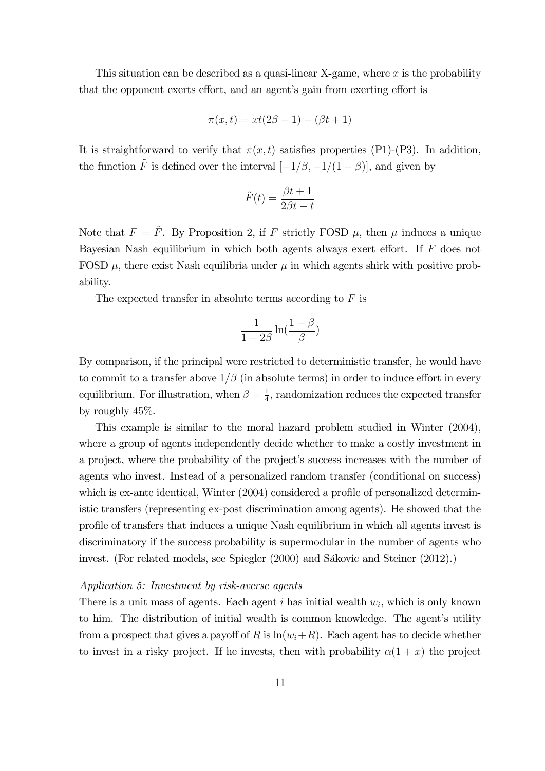This situation can be described as a quasi-linear X-game, where $x$ is the probability that the opponent exerts effort, and an agent's gain from exerting effort is

$$\pi(x,t) = xt(2\beta - 1) - (\beta t + 1)$$

It is straightforward to verify that $\pi(x,t)$ satisfies properties (P1)-(P3). In addition, the function $\tilde{F}$ is defined over the interval $[-1/\beta, -1/(1-\beta)]$, and given by

$$\tilde{F}(t) = \frac{\beta t + 1}{2\beta t - t}$$

Note that $F = \tilde{F}$. By Proposition 2, if $F$ strictly FOSD $\mu$, then $\mu$ induces a unique Bayesian Nash equilibrium in which both agents always exert effort. If $F$ does not FOSD $\mu$, there exist Nash equilibria under $\mu$ in which agents shirk with positive probability.

The expected transfer in absolute terms according to $F$ is

$$\frac{1}{1-2\beta}\ln\left(\frac{1-\beta}{\beta}\right)$$

By comparison, if the principal were restricted to deterministic transfer, he would have to commit to a transfer above $1/\beta$ (in absolute terms) in order to induce effort in every equilibrium. For illustration, when $\beta = \frac{1}{4}$, randomization reduces the expected transfer by roughly 45%.

This example is similar to the moral hazard problem studied in Winter (2004), where a group of agents independently decide whether to make a costly investment in a project, where the probability of the project's success increases with the number of agents who invest. Instead of a personalized random transfer (conditional on success) which is ex-ante identical, Winter (2004) considered a profile of personalized deterministic transfers (representing ex-post discrimination among agents). He showed that the profile of transfers that induces a unique Nash equilibrium in which all agents invest is discriminatory if the success probability is supermodular in the number of agents who invest. (For related models, see Spiegler (2000) and Sákovic and Steiner (2012).)

*Application 5: Investment by risk-averse agents*

There is a unit mass of agents. Each agent $i$ has initial wealth $w_i$, which is only known to him. The distribution of initial wealth is common knowledge. The agent's utility from a prospect that gives a payoff of $R$ is $\ln(w_i + R)$. Each agent has to decide whether to invest in a risky project. If he invests, then with probability $\alpha(1+x)$ the project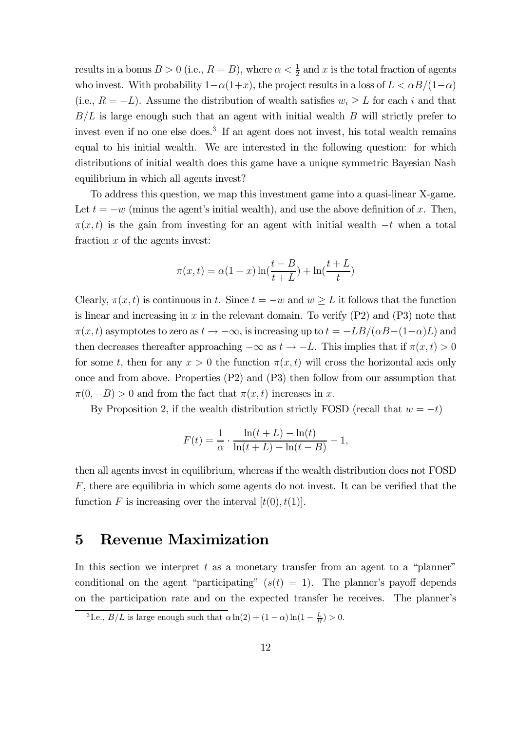results in a bonus $B > 0$ (i.e., $R = B$), where $\alpha < \frac{1}{2}$ and $x$ is the total fraction of agents who invest. With probability $1-\alpha(1+x)$, the project results in a loss of $L < \alpha B/(1-\alpha)$ (i.e., $R = -L$). Assume the distribution of wealth satisfies $w_i \geq L$ for each $i$ and that $B/L$ is large enough such that an agent with initial wealth $B$ will strictly prefer to invest even if no one else does.[3] If an agent does not invest, his total wealth remains equal to his initial wealth. We are interested in the following question: for which distributions of initial wealth does this game have a unique symmetric Bayesian Nash equilibrium in which all agents invest?

To address this question, we map this investment game into a quasi-linear X-game. Let $t = -w$ (minus the agent's initial wealth), and use the above definition of $x$. Then, $\pi(x, t)$ is the gain from investing for an agent with initial wealth $-t$ when a total fraction $x$ of the agents invest:

$$\pi(x, t) = \alpha(1 + x) \ln(\frac{t - B}{t + L}) + \ln(\frac{t + L}{t})$$

Clearly, $\pi(x, t)$ is continuous in $t$. Since $t = -w$ and $w \geq L$ it follows that the function is linear and increasing in $x$ in the relevant domain. To verify (P2) and (P3) note that $\pi(x, t)$ asymptotes to zero as $t \to -\infty$, is increasing up to $t = -LB/(\alpha B-(1-\alpha)L)$ and then decreases thereafter approaching $-\infty$ as $t \to -L$. This implies that if $\pi(x, t) > 0$ for some $t$, then for any $x > 0$ the function $\pi(x, t)$ will cross the horizontal axis only once and from above. Properties (P2) and (P3) then follow from our assumption that $\pi(0, -B) > 0$ and from the fact that $\pi(x, t)$ increases in $x$.

By Proposition 2, if the wealth distribution strictly FOSD (recall that $w = -t$)

$$F(t) = \frac{1}{\alpha} \cdot \frac{\ln(t + L) - \ln(t)}{\ln(t + L) - \ln(t - B)} - 1,$$

then all agents invest in equilibrium, whereas if the wealth distribution does not FOSD $F$, there are equilibria in which some agents do not invest. It can be verified that the function $F$ is increasing over the interval $[t(0), t(1)]$.

# 5 Revenue Maximization

In this section we interpret $t$ as a monetary transfer from an agent to a "planner" conditional on the agent "participating" ($s(t) = 1$). The planner's payoff depends on the participation rate and on the expected transfer he receives. The planner's

[3] I.e., $B/L$ is large enough such that $\alpha \ln(2) + (1-\alpha)\ln(1 - \frac{L}{B}) > 0$.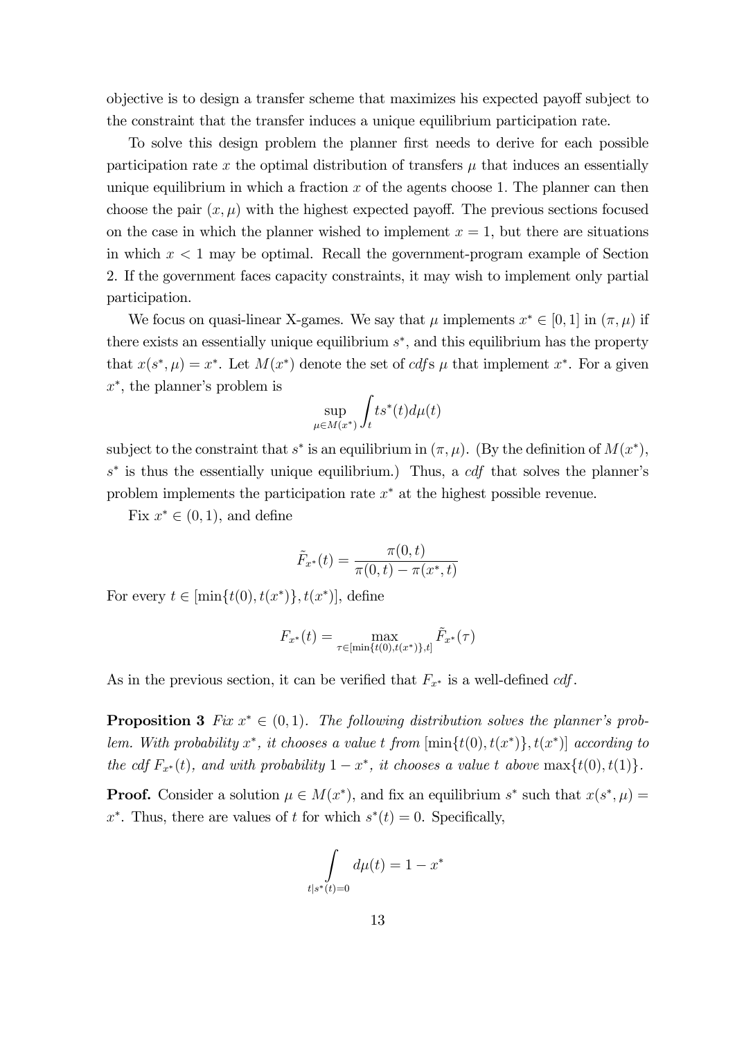objective is to design a transfer scheme that maximizes his expected payoff subject to the constraint that the transfer induces a unique equilibrium participation rate.

To solve this design problem the planner first needs to derive for each possible participation rate $x$ the optimal distribution of transfers $\mu$ that induces an essentially unique equilibrium in which a fraction $x$ of the agents choose 1. The planner can then choose the pair $(x, \mu)$ with the highest expected payoff. The previous sections focused on the case in which the planner wished to implement $x = 1$, but there are situations in which $x < 1$ may be optimal. Recall the government-program example of Section 2. If the government faces capacity constraints, it may wish to implement only partial participation.

We focus on quasi-linear X-games. We say that $\mu$ implements $x^* \in [0, 1]$ in $(\pi, \mu)$ if there exists an essentially unique equilibrium $s^*$, and this equilibrium has the property that $x(s^*, \mu) = x^*$. Let $M(x^*)$ denote the set of *cdf*s $\mu$ that implement $x^*$. For a given $x^*$, the planner's problem is

$$\sup_{\mu \in M(x^*)} \int_t ts^*(t) d\mu(t)$$

subject to the constraint that $s^*$ is an equilibrium in $(\pi, \mu)$. (By the definition of $M(x^*)$, $s^*$ is thus the essentially unique equilibrium.) Thus, a *cdf* that solves the planner's problem implements the participation rate $x^*$ at the highest possible revenue.

Fix $x^* \in (0, 1)$, and define

$$\tilde{F}_{x^*}(t) = \frac{\pi(0, t)}{\pi(0, t) - \pi(x^*, t)}$$

For every $t \in [\min\{t(0), t(x^*)\}, t(x^*)]$, define

$$F_{x^*}(t) = \max_{\tau \in [\min\{t(0), t(x^*)\}, t]} \tilde{F}_{x^*}(\tau)$$

As in the previous section, it can be verified that $F_{x^*}$ is a well-defined *cdf*.

**Proposition 3** *Fix $x^* \in (0, 1)$. The following distribution solves the planner's problem. With probability $x^*$, it chooses a value $t$ from $[\min\{t(0), t(x^*)\}, t(x^*)]$ according to the cdf $F_{x^*}(t)$, and with probability $1 - x^*$, it chooses a value $t$ above $\max\{t(0), t(1)\}$.*

**Proof.** Consider a solution $\mu \in M(x^*)$, and fix an equilibrium $s^*$ such that $x(s^*, \mu) = x^*$. Thus, there are values of $t$ for which $s^*(t) = 0$. Specifically,

$$\int_{t | s^*(t) = 0} d\mu(t) = 1 - x^*$$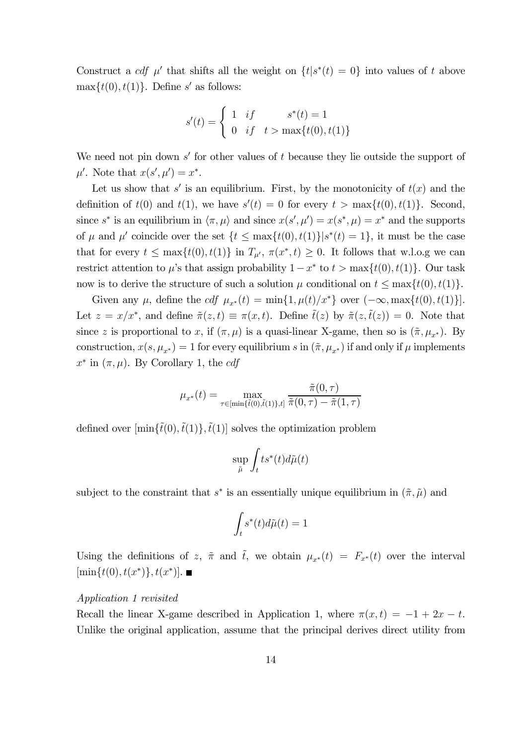Construct a *cdf* $\mu'$ that shifts all the weight on $\{t|s^*(t) = 0\}$ into values of $t$ above $\max\{t(0), t(1)\}$. Define $s'$ as follows:

$$s'(t) = \begin{cases} 1 & if \quad\quad s^*(t) = 1 \\ 0 & if \quad t > \max\{t(0), t(1)\} \end{cases}$$

We need not pin down $s'$ for other values of $t$ because they lie outside the support of $\mu'$. Note that $x(s', \mu') = x^*$.

Let us show that $s'$ is an equilibrium. First, by the monotonicity of $t(x)$ and the definition of $t(0)$ and $t(1)$, we have $s'(t) = 0$ for every $t > \max\{t(0), t(1)\}$. Second, since $s^*$ is an equilibrium in $\langle \pi, \mu \rangle$ and since $x(s', \mu') = x(s^*, \mu) = x^*$ and the supports of $\mu$ and $\mu'$ coincide over the set $\{t \leq \max\{t(0), t(1)\} | s^*(t) = 1\}$, it must be the case that for every $t \leq \max\{t(0), t(1)\}$ in $T_{\mu'}$, $\pi(x^*, t) \geq 0$. It follows that w.l.o.g we can restrict attention to $\mu$'s that assign probability $1 - x^*$ to $t > \max\{t(0), t(1)\}$. Our task now is to derive the structure of such a solution $\mu$ conditional on $t \leq \max\{t(0), t(1)\}$.

Given any $\mu$, define the *cdf* $\mu_{x^*}(t) = \min\{1, \mu(t)/x^*\}$ over $(-\infty, \max\{t(0), t(1)\}]$. Let $z = x/x^*$, and define $\tilde{\pi}(z, t) \equiv \pi(x, t)$. Define $\tilde{t}(z)$ by $\tilde{\pi}(z, \tilde{t}(z)) = 0$. Note that since $z$ is proportional to $x$, if $(\pi, \mu)$ is a quasi-linear X-game, then so is $(\tilde{\pi}, \mu_{x^*})$. By construction, $x(s, \mu_{x^*}) = 1$ for every equilibrium $s$ in $(\tilde{\pi}, \mu_{x^*})$ if and only if $\mu$ implements $x^*$ in $(\pi, \mu)$. By Corollary 1, the *cdf*

$$\mu_{x^*}(t) = \max_{\tau \in [\min\{\tilde{t}(0), \tilde{t}(1)\}, t]} \frac{\tilde{\pi}(0, \tau)}{\tilde{\pi}(0, \tau) - \tilde{\pi}(1, \tau)}$$

defined over $[\min\{\tilde{t}(0), \tilde{t}(1)\}, \tilde{t}(1)]$ solves the optimization problem

$$\sup_{\tilde{\mu}} \int_t ts^*(t) d\tilde{\mu}(t)$$

subject to the constraint that $s^*$ is an essentially unique equilibrium in $(\tilde{\pi}, \tilde{\mu})$ and

$$\int_t s^*(t) d\tilde{\mu}(t) = 1$$

Using the definitions of $z$, $\tilde{\pi}$ and $\tilde{t}$, we obtain $\mu_{x^*}(t) = F_{x^*}(t)$ over the interval $[\min\{t(0), t(x^*)\}, t(x^*)]$. ■

*Application 1 revisited*

Recall the linear X-game described in Application 1, where $\pi(x, t) = -1 + 2x - t$. Unlike the original application, assume that the principal derives direct utility from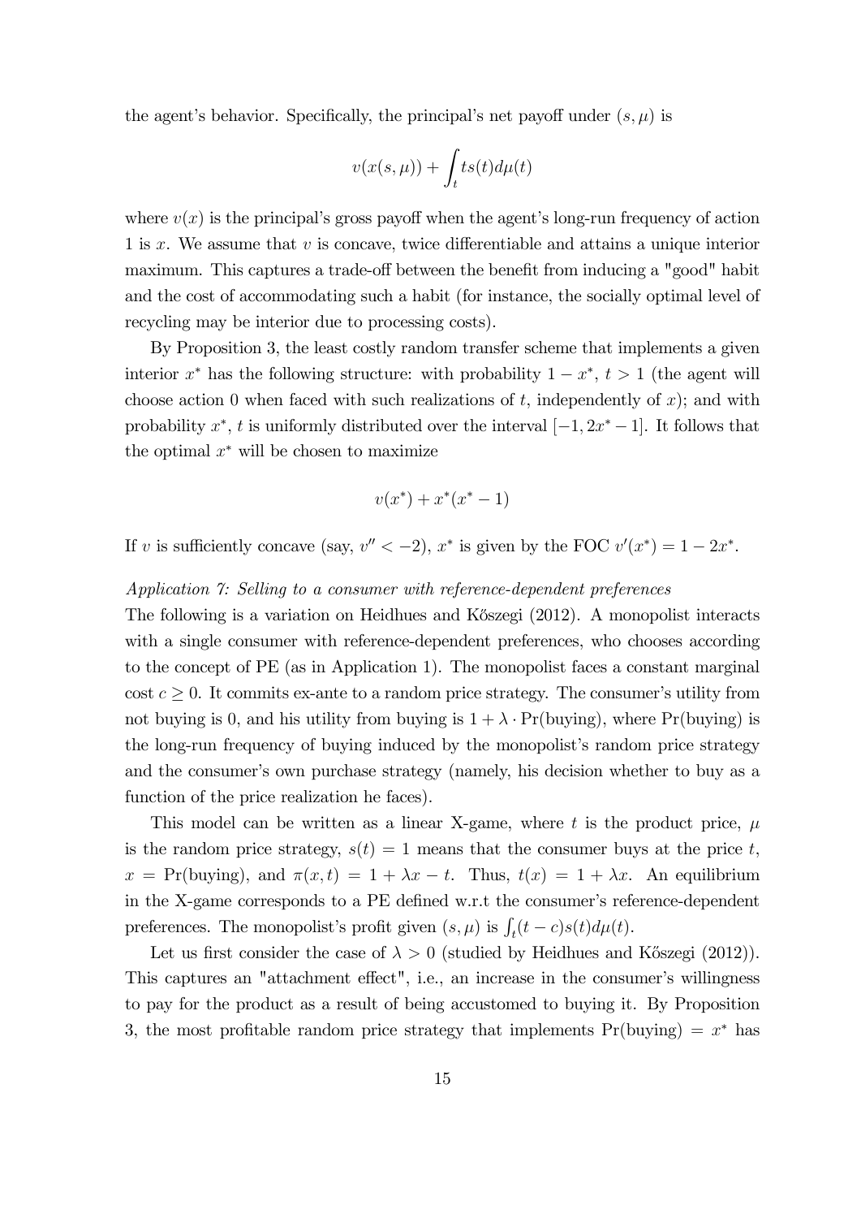the agent's behavior. Specifically, the principal's net payoff under $(s, \mu)$ is

$$v(x(s,\mu)) + \int_t ts(t)d\mu(t)$$

where $v(x)$ is the principal's gross payoff when the agent's long-run frequency of action 1 is $x$. We assume that $v$ is concave, twice differentiable and attains a unique interior maximum. This captures a trade-off between the benefit from inducing a "good" habit and the cost of accommodating such a habit (for instance, the socially optimal level of recycling may be interior due to processing costs).

By Proposition 3, the least costly random transfer scheme that implements a given interior $x^*$ has the following structure: with probability $1 - x^*$, $t > 1$ (the agent will choose action 0 when faced with such realizations of $t$, independently of $x$); and with probability $x^*$, $t$ is uniformly distributed over the interval $[-1, 2x^* - 1]$. It follows that the optimal $x^*$ will be chosen to maximize

$$v(x^*) + x^*(x^* - 1)$$

If $v$ is sufficiently concave (say, $v'' < -2$), $x^*$ is given by the FOC $v'(x^*) = 1 - 2x^*$.

*Application 7: Selling to a consumer with reference-dependent preferences*

The following is a variation on Heidhues and Kőszegi (2012). A monopolist interacts with a single consumer with reference-dependent preferences, who chooses according to the concept of PE (as in Application 1). The monopolist faces a constant marginal cost $c \geq 0$. It commits ex-ante to a random price strategy. The consumer's utility from not buying is 0, and his utility from buying is $1 + \lambda \cdot \Pr(\text{buying})$, where $\Pr(\text{buying})$ is the long-run frequency of buying induced by the monopolist's random price strategy and the consumer's own purchase strategy (namely, his decision whether to buy as a function of the price realization he faces).

This model can be written as a linear X-game, where $t$ is the product price, $\mu$ is the random price strategy, $s(t) = 1$ means that the consumer buys at the price $t$, $x = \Pr(\text{buying})$, and $\pi(x, t) = 1 + \lambda x - t$. Thus, $t(x) = 1 + \lambda x$. An equilibrium in the X-game corresponds to a PE defined w.r.t the consumer's reference-dependent preferences. The monopolist's profit given $(s, \mu)$ is $\int_t (t - c)s(t)d\mu(t)$.

Let us first consider the case of $\lambda > 0$ (studied by Heidhues and Kőszegi (2012)). This captures an "attachment effect", i.e., an increase in the consumer's willingness to pay for the product as a result of being accustomed to buying it. By Proposition 3, the most profitable random price strategy that implements $\Pr(\text{buying}) = x^*$ has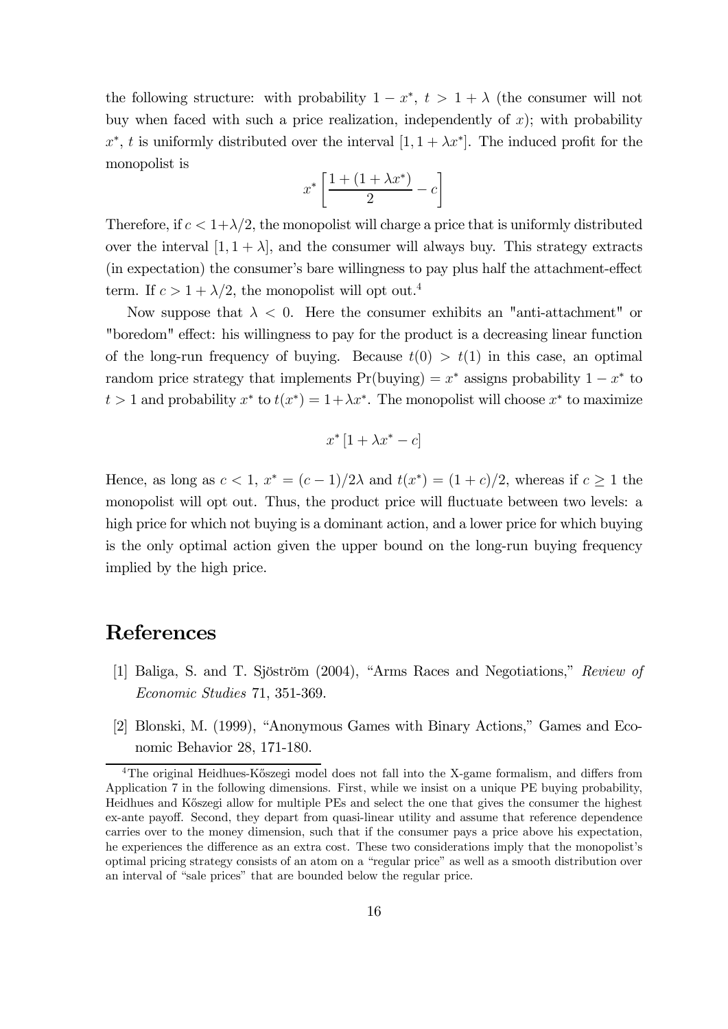the following structure: with probability $1 - x^*$, $t > 1 + \lambda$ (the consumer will not buy when faced with such a price realization, independently of $x$); with probability $x^*$, $t$ is uniformly distributed over the interval $[1, 1 + \lambda x^*]$. The induced profit for the monopolist is

$$x^* \left[ \frac{1 + (1 + \lambda x^*)}{2} - c \right]$$

Therefore, if $c < 1 + \lambda/2$, the monopolist will charge a price that is uniformly distributed over the interval $[1, 1 + \lambda]$, and the consumer will always buy. This strategy extracts (in expectation) the consumer's bare willingness to pay plus half the attachment-effect term. If $c > 1 + \lambda/2$, the monopolist will opt out.[4]

Now suppose that $\lambda < 0$. Here the consumer exhibits an "anti-attachment" or "boredom" effect: his willingness to pay for the product is a decreasing linear function of the long-run frequency of buying. Because $t(0) > t(1)$ in this case, an optimal random price strategy that implements $\Pr(\text{buying}) = x^*$ assigns probability $1 - x^*$ to $t > 1$ and probability $x^*$ to $t(x^*) = 1 + \lambda x^*$. The monopolist will choose $x^*$ to maximize

$$x^* [1 + \lambda x^* - c]$$

Hence, as long as $c < 1$, $x^* = (c - 1)/2\lambda$ and $t(x^*) = (1 + c)/2$, whereas if $c \geq 1$ the monopolist will opt out. Thus, the product price will fluctuate between two levels: a high price for which not buying is a dominant action, and a lower price for which buying is the only optimal action given the upper bound on the long-run buying frequency implied by the high price.

# References

[1] Baliga, S. and T. Sjöström (2004), "Arms Races and Negotiations," *Review of Economic Studies* 71, 351-369.

[2] Blonski, M. (1999), "Anonymous Games with Binary Actions," Games and Economic Behavior 28, 171-180.

[4] The original Heidhues-Kőszegi model does not fall into the X-game formalism, and differs from Application 7 in the following dimensions. First, while we insist on a unique PE buying probability, Heidhues and Kőszegi allow for multiple PEs and select the one that gives the consumer the highest ex-ante payoff. Second, they depart from quasi-linear utility and assume that reference dependence carries over to the money dimension, such that if the consumer pays a price above his expectation, he experiences the difference as an extra cost. These two considerations imply that the monopolist's optimal pricing strategy consists of an atom on a "regular price" as well as a smooth distribution over an interval of "sale prices" that are bounded below the regular price.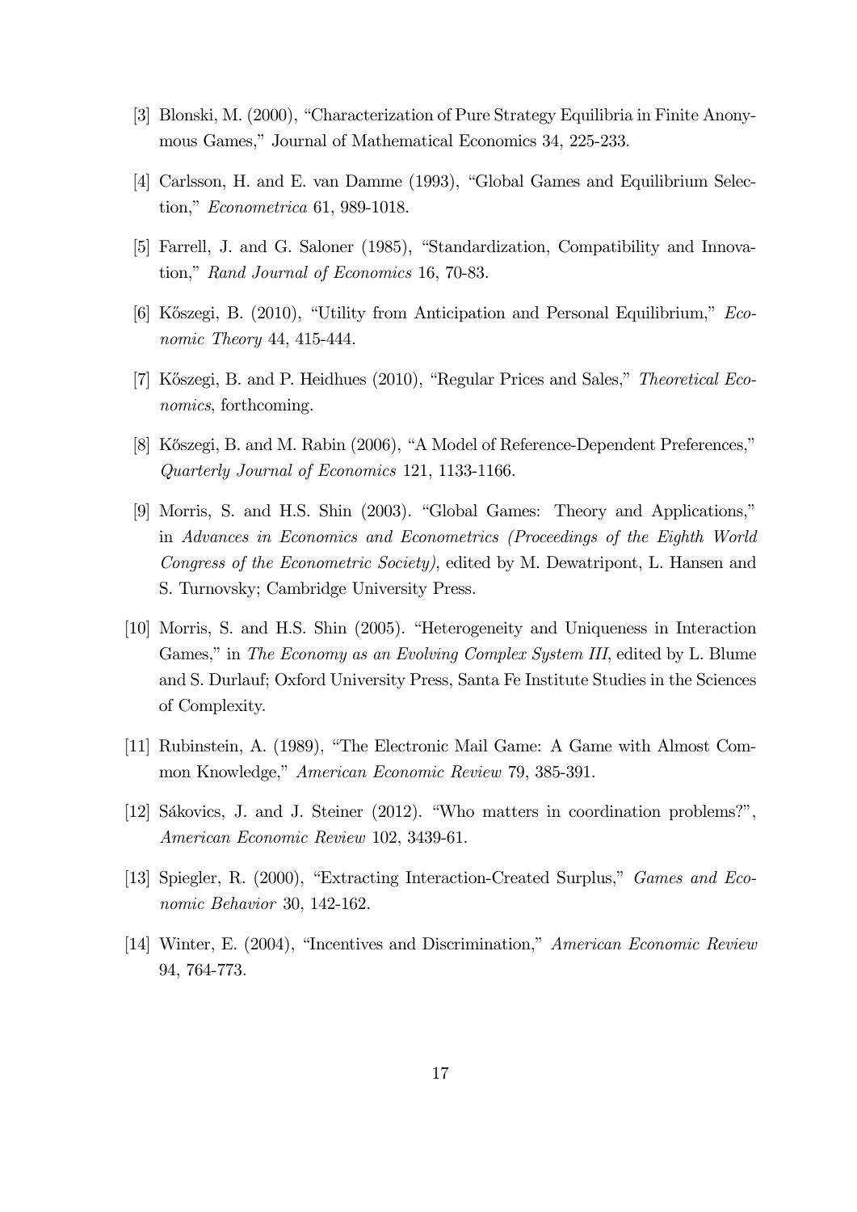[3] Blonski, M. (2000), "Characterization of Pure Strategy Equilibria in Finite Anonymous Games," Journal of Mathematical Economics 34, 225-233.

[4] Carlsson, H. and E. van Damme (1993), "Global Games and Equilibrium Selection," *Econometrica* 61, 989-1018.

[5] Farrell, J. and G. Saloner (1985), "Standardization, Compatibility and Innovation," *Rand Journal of Economics* 16, 70-83.

[6] Kőszegi, B. (2010), "Utility from Anticipation and Personal Equilibrium," *Economic Theory* 44, 415-444.

[7] Kőszegi, B. and P. Heidhues (2010), "Regular Prices and Sales," *Theoretical Economics*, forthcoming.

[8] Kőszegi, B. and M. Rabin (2006), "A Model of Reference-Dependent Preferences," *Quarterly Journal of Economics* 121, 1133-1166.

[9] Morris, S. and H.S. Shin (2003). "Global Games: Theory and Applications," in *Advances in Economics and Econometrics (Proceedings of the Eighth World Congress of the Econometric Society)*, edited by M. Dewatripont, L. Hansen and S. Turnovsky; Cambridge University Press.

[10] Morris, S. and H.S. Shin (2005). "Heterogeneity and Uniqueness in Interaction Games," in *The Economy as an Evolving Complex System III*, edited by L. Blume and S. Durlauf; Oxford University Press, Santa Fe Institute Studies in the Sciences of Complexity.

[11] Rubinstein, A. (1989), "The Electronic Mail Game: A Game with Almost Common Knowledge," *American Economic Review* 79, 385-391.

[12] Sákovics, J. and J. Steiner (2012). "Who matters in coordination problems?", *American Economic Review* 102, 3439-61.

[13] Spiegler, R. (2000), "Extracting Interaction-Created Surplus," *Games and Economic Behavior* 30, 142-162.

[14] Winter, E. (2004), "Incentives and Discrimination," *American Economic Review* 94, 764-773.